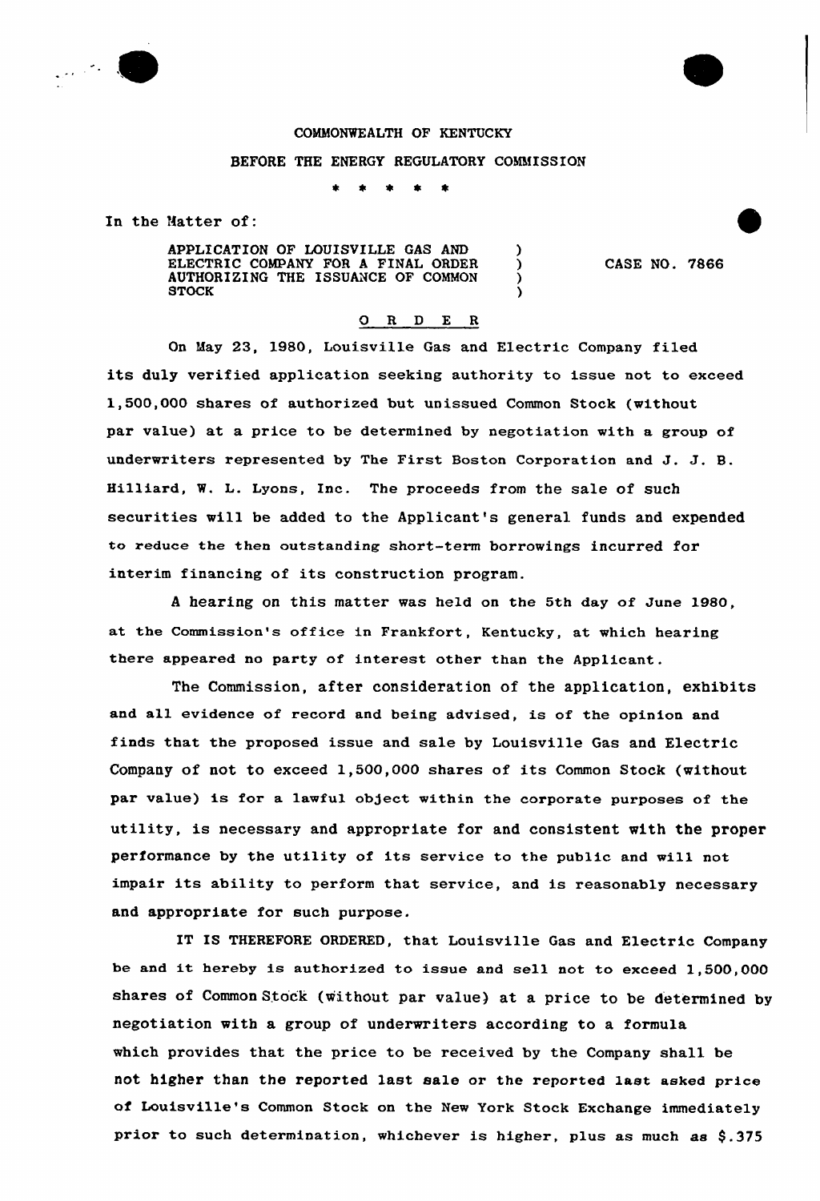COMMONWEALTH OF KENTUCKY

BEFORE THE ENERGY REGULATORY COMMISSION

\* \* \* \* \*

In the Matter of:

| | | |
|---|---|---|
| APPLICATION OF LOUISVILLE GAS AND ELECTRIC COMPANY FOR A FINAL ORDER AUTHORIZING THE ISSUANCE OF COMMON STOCK | ) ) ) ) | CASE NO. 7866 |

## O R D E R

On May 23, 1980, Louisville Gas and Electric Company filed its duly verified application seeking authority to issue not to exceed 1,500,000 shares of authorized but unissued Common Stock (without par value) at a price to be determined by negotiation with a group of underwriters represented by The First Boston Corporation and J. J. B. Hilliard, W. L. Lyons, Inc. The proceeds from the sale of such securities will be added to the Applicant's general funds and expended to reduce the then outstanding short-term borrowings incurred for interim financing of its construction program.

A hearing on this matter was held on the 5th day of June 1980, at the Commission's office in Frankfort, Kentucky, at which hearing there appeared no party of interest other than the Applicant.

The Commission, after consideration of the application, exhibits and all evidence of record and being advised, is of the opinion and finds that the proposed issue and sale by Louisville Gas and Electric Company of not to exceed 1,500,000 shares of its Common Stock (without par value) is for a lawful object within the corporate purposes of the utility, is necessary and appropriate for and consistent with the proper performance by the utility of its service to the public and will not impair its ability to perform that service, and is reasonably necessary and appropriate for such purpose.

IT IS THEREFORE ORDERED, that Louisville Gas and Electric Company be and it hereby is authorized to issue and sell not to exceed 1,500,000 shares of Common Stock (without par value) at a price to be determined by negotiation with a group of underwriters according to a formula which provides that the price to be received by the Company shall be not higher than the reported last sale or the reported last asked price of Louisville's Common Stock on the New York Stock Exchange immediately prior to such determination, whichever is higher, plus as much as $.375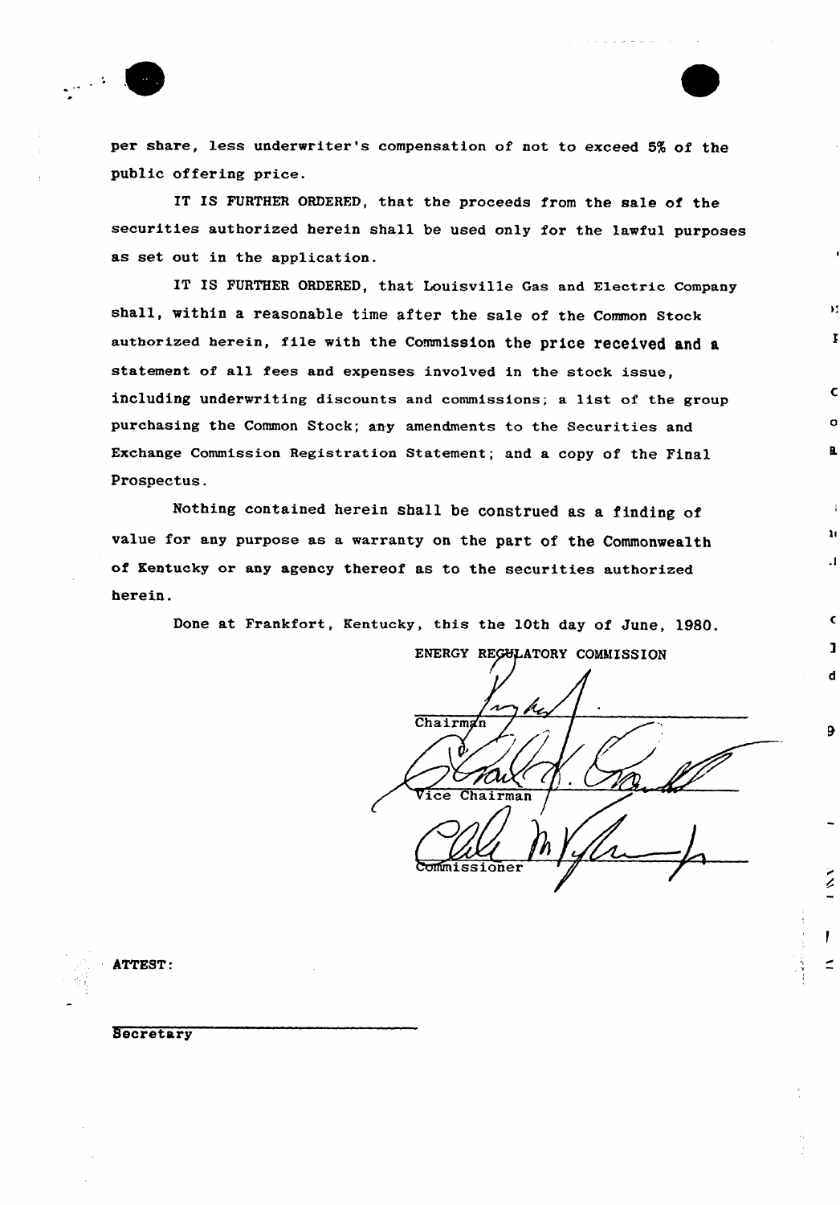per share, less underwriter's compensation of not to exceed 5% of the public offering price.

IT IS FURTHER ORDERED, that the proceeds from the sale of the securities authorized herein shall be used only for the lawful purposes as set out in the application.

IT IS FURTHER ORDERED, that Louisville Gas and Electric Company shall, within a reasonable time after the sale of the Common Stock authorized herein, file with the Commission the price received and a statement of all fees and expenses involved in the stock issue, including underwriting discounts and commissions; a list of the group purchasing the Common Stock; any amendments to the Securities and Exchange Commission Registration Statement; and a copy of the Final Prospectus.

Nothing contained herein shall be construed as a finding of value for any purpose as a warranty on the part of the Commonwealth of Kentucky or any agency thereof as to the securities authorized herein.

Done at Frankfort, Kentucky, this the 10th day of June, 1980.

ENERGY REGULATORY COMMISSION

Chairman

Vice Chairman

Commissioner

ATTEST:

Secretary